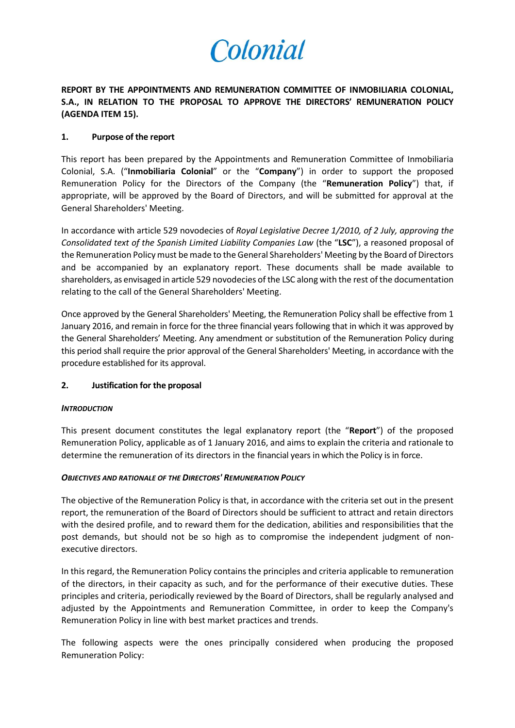Colonial

**REPORT BY THE APPOINTMENTS AND REMUNERATION COMMITTEE OF INMOBILIARIA COLONIAL, S.A., IN RELATION TO THE PROPOSAL TO APPROVE THE DIRECTORS' REMUNERATION POLICY (AGENDA ITEM 15).**

## 1. Purpose of the report

This report has been prepared by the Appointments and Remuneration Committee of Inmobiliaria Colonial, S.A. ("**Inmobiliaria Colonial**" or the "**Company**") in order to support the proposed Remuneration Policy for the Directors of the Company (the "**Remuneration Policy**") that, if appropriate, will be approved by the Board of Directors, and will be submitted for approval at the General Shareholders' Meeting.

In accordance with article 529 novodecies of *Royal Legislative Decree 1/2010, of 2 July, approving the Consolidated text of the Spanish Limited Liability Companies Law* (the "**LSC**"), a reasoned proposal of the Remuneration Policy must be made to the General Shareholders' Meeting by the Board of Directors and be accompanied by an explanatory report. These documents shall be made available to shareholders, as envisaged in article 529 novodecies of the LSC along with the rest of the documentation relating to the call of the General Shareholders' Meeting.

Once approved by the General Shareholders' Meeting, the Remuneration Policy shall be effective from 1 January 2016, and remain in force for the three financial years following that in which it was approved by the General Shareholders' Meeting. Any amendment or substitution of the Remuneration Policy during this period shall require the prior approval of the General Shareholders' Meeting, in accordance with the procedure established for its approval.

## 2. Justification for the proposal

***INTRODUCTION***

This present document constitutes the legal explanatory report (the "**Report**") of the proposed Remuneration Policy, applicable as of 1 January 2016, and aims to explain the criteria and rationale to determine the remuneration of its directors in the financial years in which the Policy is in force.

***OBJECTIVES AND RATIONALE OF THE DIRECTORS' REMUNERATION POLICY***

The objective of the Remuneration Policy is that, in accordance with the criteria set out in the present report, the remuneration of the Board of Directors should be sufficient to attract and retain directors with the desired profile, and to reward them for the dedication, abilities and responsibilities that the post demands, but should not be so high as to compromise the independent judgment of non-executive directors.

In this regard, the Remuneration Policy contains the principles and criteria applicable to remuneration of the directors, in their capacity as such, and for the performance of their executive duties. These principles and criteria, periodically reviewed by the Board of Directors, shall be regularly analysed and adjusted by the Appointments and Remuneration Committee, in order to keep the Company's Remuneration Policy in line with best market practices and trends.

The following aspects were the ones principally considered when producing the proposed Remuneration Policy: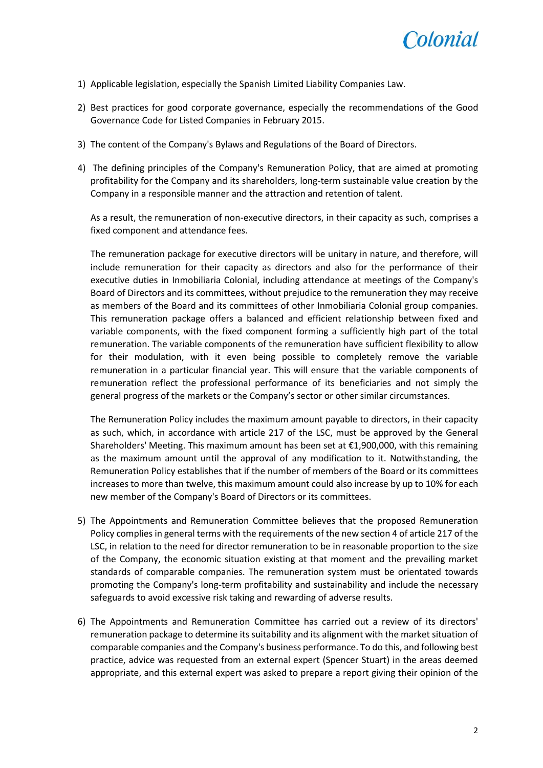1) Applicable legislation, especially the Spanish Limited Liability Companies Law.

2) Best practices for good corporate governance, especially the recommendations of the Good Governance Code for Listed Companies in February 2015.

3) The content of the Company's Bylaws and Regulations of the Board of Directors.

4) The defining principles of the Company's Remuneration Policy, that are aimed at promoting profitability for the Company and its shareholders, long-term sustainable value creation by the Company in a responsible manner and the attraction and retention of talent.

   As a result, the remuneration of non-executive directors, in their capacity as such, comprises a fixed component and attendance fees.

   The remuneration package for executive directors will be unitary in nature, and therefore, will include remuneration for their capacity as directors and also for the performance of their executive duties in Inmobiliaria Colonial, including attendance at meetings of the Company's Board of Directors and its committees, without prejudice to the remuneration they may receive as members of the Board and its committees of other Inmobiliaria Colonial group companies. This remuneration package offers a balanced and efficient relationship between fixed and variable components, with the fixed component forming a sufficiently high part of the total remuneration. The variable components of the remuneration have sufficient flexibility to allow for their modulation, with it even being possible to completely remove the variable remuneration in a particular financial year. This will ensure that the variable components of remuneration reflect the professional performance of its beneficiaries and not simply the general progress of the markets or the Company's sector or other similar circumstances.

   The Remuneration Policy includes the maximum amount payable to directors, in their capacity as such, which, in accordance with article 217 of the LSC, must be approved by the General Shareholders' Meeting. This maximum amount has been set at €1,900,000, with this remaining as the maximum amount until the approval of any modification to it. Notwithstanding, the Remuneration Policy establishes that if the number of members of the Board or its committees increases to more than twelve, this maximum amount could also increase by up to 10% for each new member of the Company's Board of Directors or its committees.

5) The Appointments and Remuneration Committee believes that the proposed Remuneration Policy complies in general terms with the requirements of the new section 4 of article 217 of the LSC, in relation to the need for director remuneration to be in reasonable proportion to the size of the Company, the economic situation existing at that moment and the prevailing market standards of comparable companies. The remuneration system must be orientated towards promoting the Company's long-term profitability and sustainability and include the necessary safeguards to avoid excessive risk taking and rewarding of adverse results.

6) The Appointments and Remuneration Committee has carried out a review of its directors' remuneration package to determine its suitability and its alignment with the market situation of comparable companies and the Company's business performance. To do this, and following best practice, advice was requested from an external expert (Spencer Stuart) in the areas deemed appropriate, and this external expert was asked to prepare a report giving their opinion of the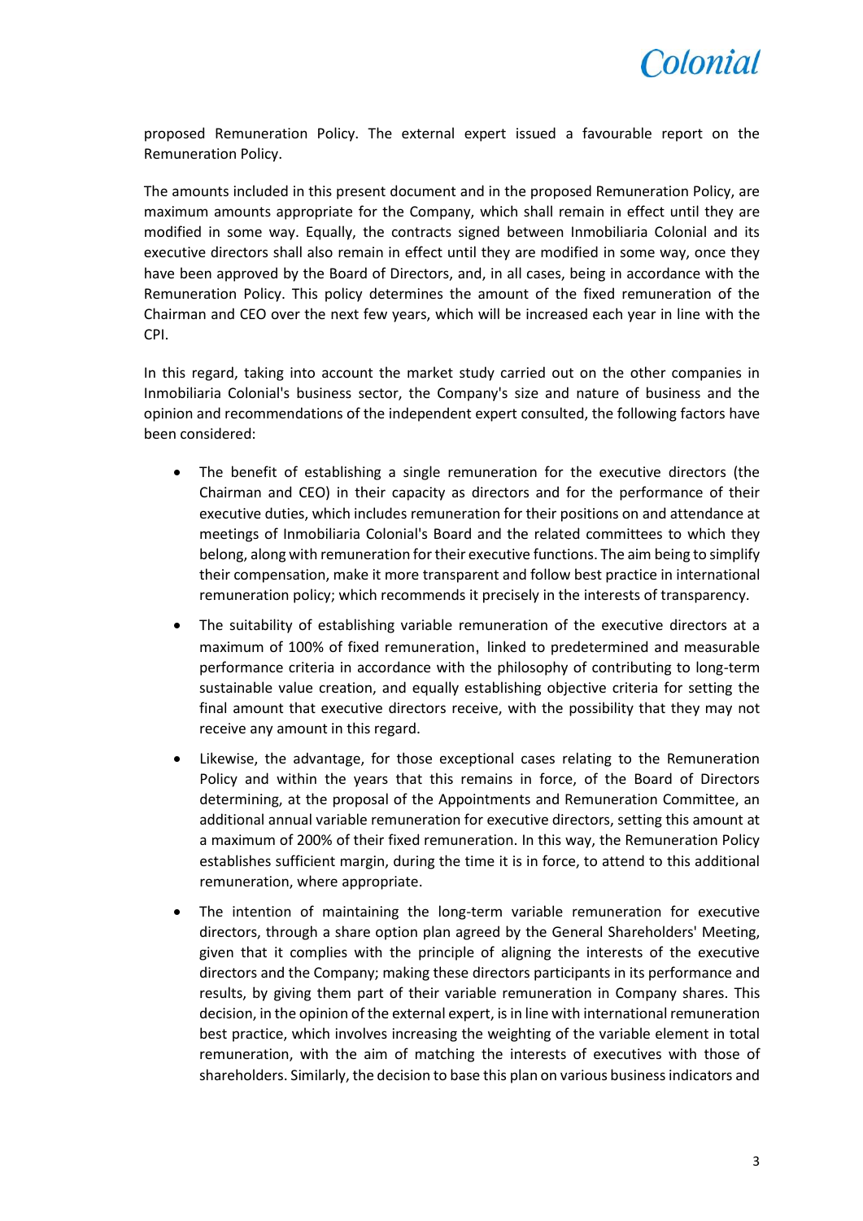proposed Remuneration Policy. The external expert issued a favourable report on the Remuneration Policy.

The amounts included in this present document and in the proposed Remuneration Policy, are maximum amounts appropriate for the Company, which shall remain in effect until they are modified in some way. Equally, the contracts signed between Inmobiliaria Colonial and its executive directors shall also remain in effect until they are modified in some way, once they have been approved by the Board of Directors, and, in all cases, being in accordance with the Remuneration Policy. This policy determines the amount of the fixed remuneration of the Chairman and CEO over the next few years, which will be increased each year in line with the CPI.

In this regard, taking into account the market study carried out on the other companies in Inmobiliaria Colonial's business sector, the Company's size and nature of business and the opinion and recommendations of the independent expert consulted, the following factors have been considered:

- The benefit of establishing a single remuneration for the executive directors (the Chairman and CEO) in their capacity as directors and for the performance of their executive duties, which includes remuneration for their positions on and attendance at meetings of Inmobiliaria Colonial's Board and the related committees to which they belong, along with remuneration for their executive functions. The aim being to simplify their compensation, make it more transparent and follow best practice in international remuneration policy; which recommends it precisely in the interests of transparency.
- The suitability of establishing variable remuneration of the executive directors at a maximum of 100% of fixed remuneration, linked to predetermined and measurable performance criteria in accordance with the philosophy of contributing to long-term sustainable value creation, and equally establishing objective criteria for setting the final amount that executive directors receive, with the possibility that they may not receive any amount in this regard.
- Likewise, the advantage, for those exceptional cases relating to the Remuneration Policy and within the years that this remains in force, of the Board of Directors determining, at the proposal of the Appointments and Remuneration Committee, an additional annual variable remuneration for executive directors, setting this amount at a maximum of 200% of their fixed remuneration. In this way, the Remuneration Policy establishes sufficient margin, during the time it is in force, to attend to this additional remuneration, where appropriate.
- The intention of maintaining the long-term variable remuneration for executive directors, through a share option plan agreed by the General Shareholders' Meeting, given that it complies with the principle of aligning the interests of the executive directors and the Company; making these directors participants in its performance and results, by giving them part of their variable remuneration in Company shares. This decision, in the opinion of the external expert, is in line with international remuneration best practice, which involves increasing the weighting of the variable element in total remuneration, with the aim of matching the interests of executives with those of shareholders. Similarly, the decision to base this plan on various business indicators and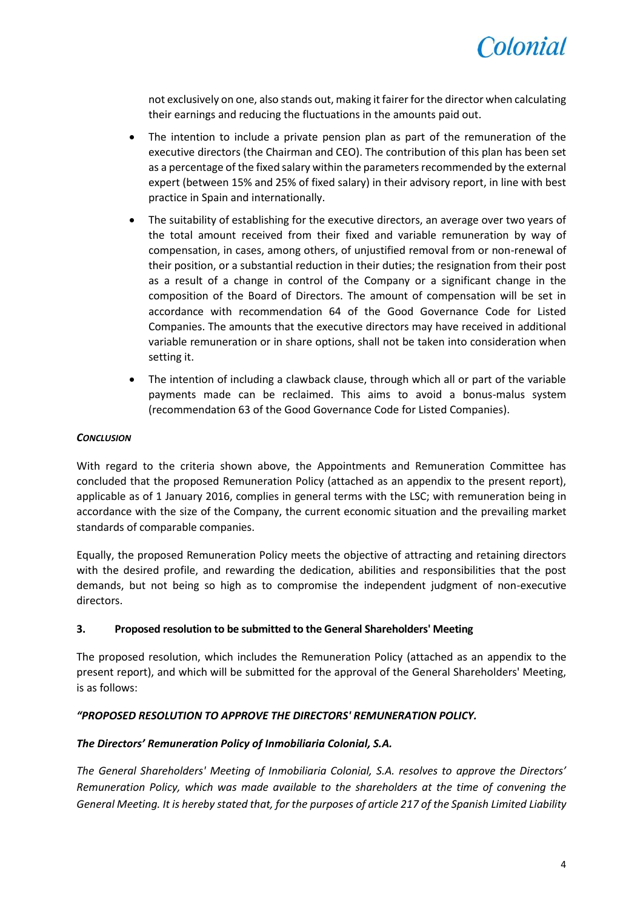not exclusively on one, also stands out, making it fairer for the director when calculating their earnings and reducing the fluctuations in the amounts paid out.

- The intention to include a private pension plan as part of the remuneration of the executive directors (the Chairman and CEO). The contribution of this plan has been set as a percentage of the fixed salary within the parameters recommended by the external expert (between 15% and 25% of fixed salary) in their advisory report, in line with best practice in Spain and internationally.
- The suitability of establishing for the executive directors, an average over two years of the total amount received from their fixed and variable remuneration by way of compensation, in cases, among others, of unjustified removal from or non-renewal of their position, or a substantial reduction in their duties; the resignation from their post as a result of a change in control of the Company or a significant change in the composition of the Board of Directors. The amount of compensation will be set in accordance with recommendation 64 of the Good Governance Code for Listed Companies. The amounts that the executive directors may have received in additional variable remuneration or in share options, shall not be taken into consideration when setting it.
- The intention of including a clawback clause, through which all or part of the variable payments made can be reclaimed. This aims to avoid a bonus-malus system (recommendation 63 of the Good Governance Code for Listed Companies).

***CONCLUSION***

With regard to the criteria shown above, the Appointments and Remuneration Committee has concluded that the proposed Remuneration Policy (attached as an appendix to the present report), applicable as of 1 January 2016, complies in general terms with the LSC; with remuneration being in accordance with the size of the Company, the current economic situation and the prevailing market standards of comparable companies.

Equally, the proposed Remuneration Policy meets the objective of attracting and retaining directors with the desired profile, and rewarding the dedication, abilities and responsibilities that the post demands, but not being so high as to compromise the independent judgment of non-executive directors.

## 3. Proposed resolution to be submitted to the General Shareholders' Meeting

The proposed resolution, which includes the Remuneration Policy (attached as an appendix to the present report), and which will be submitted for the approval of the General Shareholders' Meeting, is as follows:

***"PROPOSED RESOLUTION TO APPROVE THE DIRECTORS' REMUNERATION POLICY.***

***The Directors' Remuneration Policy of Inmobiliaria Colonial, S.A.***

*The General Shareholders' Meeting of Inmobiliaria Colonial, S.A. resolves to approve the Directors' Remuneration Policy, which was made available to the shareholders at the time of convening the General Meeting. It is hereby stated that, for the purposes of article 217 of the Spanish Limited Liability*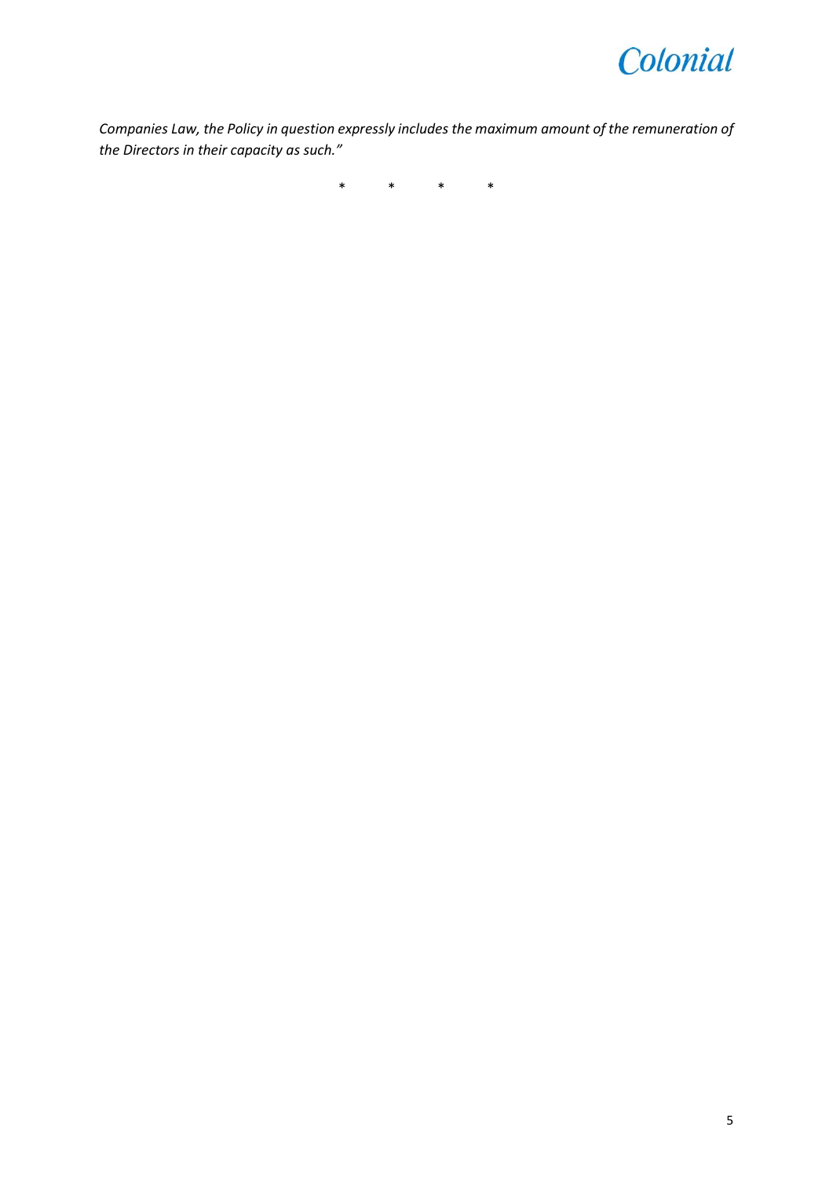*Companies Law, the Policy in question expressly includes the maximum amount of the remuneration of the Directors in their capacity as such."*

\* \* \* \*